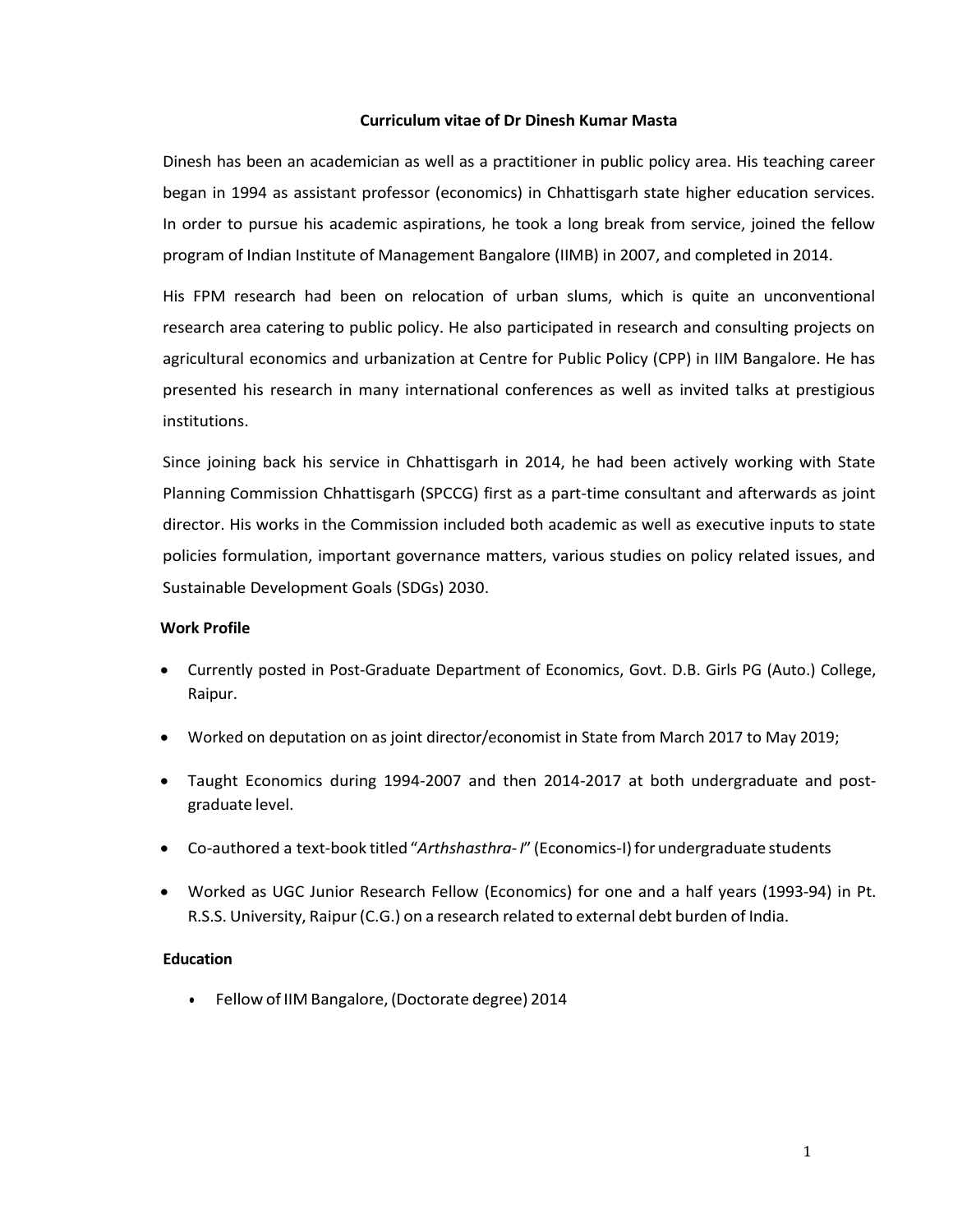# Curriculum vitae of Dr Dinesh Kumar Masta

Dinesh has been an academician as well as a practitioner in public policy area. His teaching career began in 1994 as assistant professor (economics) in Chhattisgarh state higher education services. In order to pursue his academic aspirations, he took a long break from service, joined the fellow program of Indian Institute of Management Bangalore (IIMB) in 2007, and completed in 2014.

His FPM research had been on relocation of urban slums, which is quite an unconventional research area catering to public policy. He also participated in research and consulting projects on agricultural economics and urbanization at Centre for Public Policy (CPP) in IIM Bangalore. He has presented his research in many international conferences as well as invited talks at prestigious institutions.

Since joining back his service in Chhattisgarh in 2014, he had been actively working with State Planning Commission Chhattisgarh (SPCCG) first as a part-time consultant and afterwards as joint director. His works in the Commission included both academic as well as executive inputs to state policies formulation, important governance matters, various studies on policy related issues, and Sustainable Development Goals (SDGs) 2030.

## Work Profile

- Currently posted in Post-Graduate Department of Economics, Govt. D.B. Girls PG (Auto.) College, Raipur.
- Worked on deputation on as joint director/economist in State from March 2017 to May 2019;
- Taught Economics during 1994-2007 and then 2014-2017 at both undergraduate and post-graduate level.
- Co-authored a text-book titled "*Arthshasthra-I*" (Economics-I) for undergraduate students
- Worked as UGC Junior Research Fellow (Economics) for one and a half years (1993-94) in Pt. R.S.S. University, Raipur (C.G.) on a research related to external debt burden of India.

## Education

- Fellow of IIM Bangalore, (Doctorate degree) 2014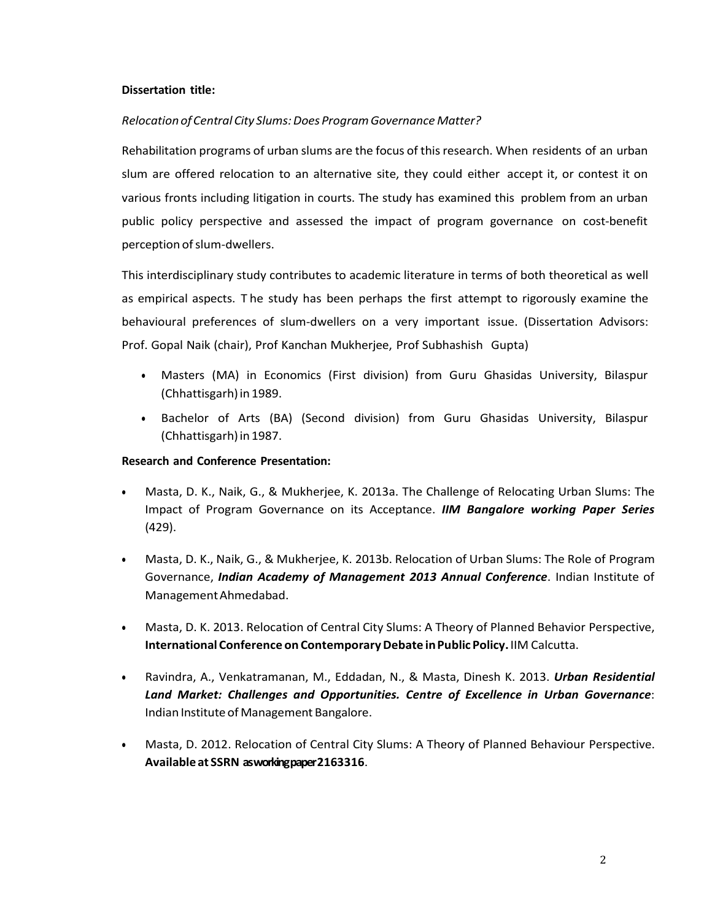**Dissertation title:**

*Relocation of Central City Slums: Does Program Governance Matter?*

Rehabilitation programs of urban slums are the focus of this research. When residents of an urban slum are offered relocation to an alternative site, they could either accept it, or contest it on various fronts including litigation in courts. The study has examined this problem from an urban public policy perspective and assessed the impact of program governance on cost-benefit perception of slum-dwellers.

This interdisciplinary study contributes to academic literature in terms of both theoretical as well as empirical aspects. The study has been perhaps the first attempt to rigorously examine the behavioural preferences of slum-dwellers on a very important issue. (Dissertation Advisors: Prof. Gopal Naik (chair), Prof Kanchan Mukherjee, Prof Subhashish Gupta)

- Masters (MA) in Economics (First division) from Guru Ghasidas University, Bilaspur (Chhattisgarh) in 1989.
- Bachelor of Arts (BA) (Second division) from Guru Ghasidas University, Bilaspur (Chhattisgarh) in 1987.

**Research and Conference Presentation:**

- Masta, D. K., Naik, G., & Mukherjee, K. 2013a. The Challenge of Relocating Urban Slums: The Impact of Program Governance on its Acceptance. ***IIM Bangalore working Paper Series*** (429).
- Masta, D. K., Naik, G., & Mukherjee, K. 2013b. Relocation of Urban Slums: The Role of Program Governance, ***Indian Academy of Management 2013 Annual Conference***. Indian Institute of Management Ahmedabad.
- Masta, D. K. 2013. Relocation of Central City Slums: A Theory of Planned Behavior Perspective, **International Conference on Contemporary Debate in Public Policy.** IIM Calcutta.
- Ravindra, A., Venkatramanan, M., Eddadan, N., & Masta, Dinesh K. 2013. ***Urban Residential Land Market: Challenges and Opportunities. Centre of Excellence in Urban Governance***: Indian Institute of Management Bangalore.
- Masta, D. 2012. Relocation of Central City Slums: A Theory of Planned Behaviour Perspective. **Available at SSRN as working paper 2163316**.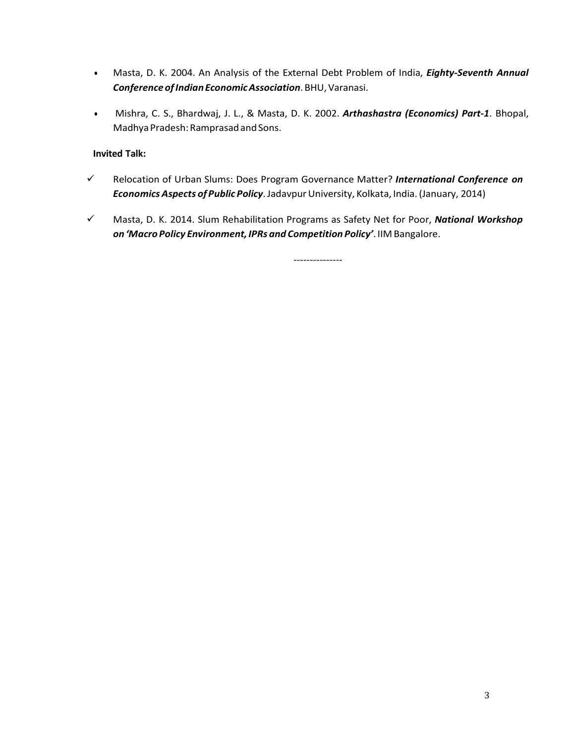- Masta, D. K. 2004. An Analysis of the External Debt Problem of India, ***Eighty-Seventh Annual Conference of Indian Economic Association***. BHU, Varanasi.
- Mishra, C. S., Bhardwaj, J. L., & Masta, D. K. 2002. ***Arthashastra (Economics) Part-1***. Bhopal, Madhya Pradesh: Ramprasad and Sons.

**Invited Talk:**

- ✓ Relocation of Urban Slums: Does Program Governance Matter? ***International Conference on Economics Aspects of Public Policy***. Jadavpur University, Kolkata, India. (January, 2014)
- ✓ Masta, D. K. 2014. Slum Rehabilitation Programs as Safety Net for Poor, ***National Workshop on 'Macro Policy Environment, IPRs and Competition Policy'***. IIM Bangalore.

---------------